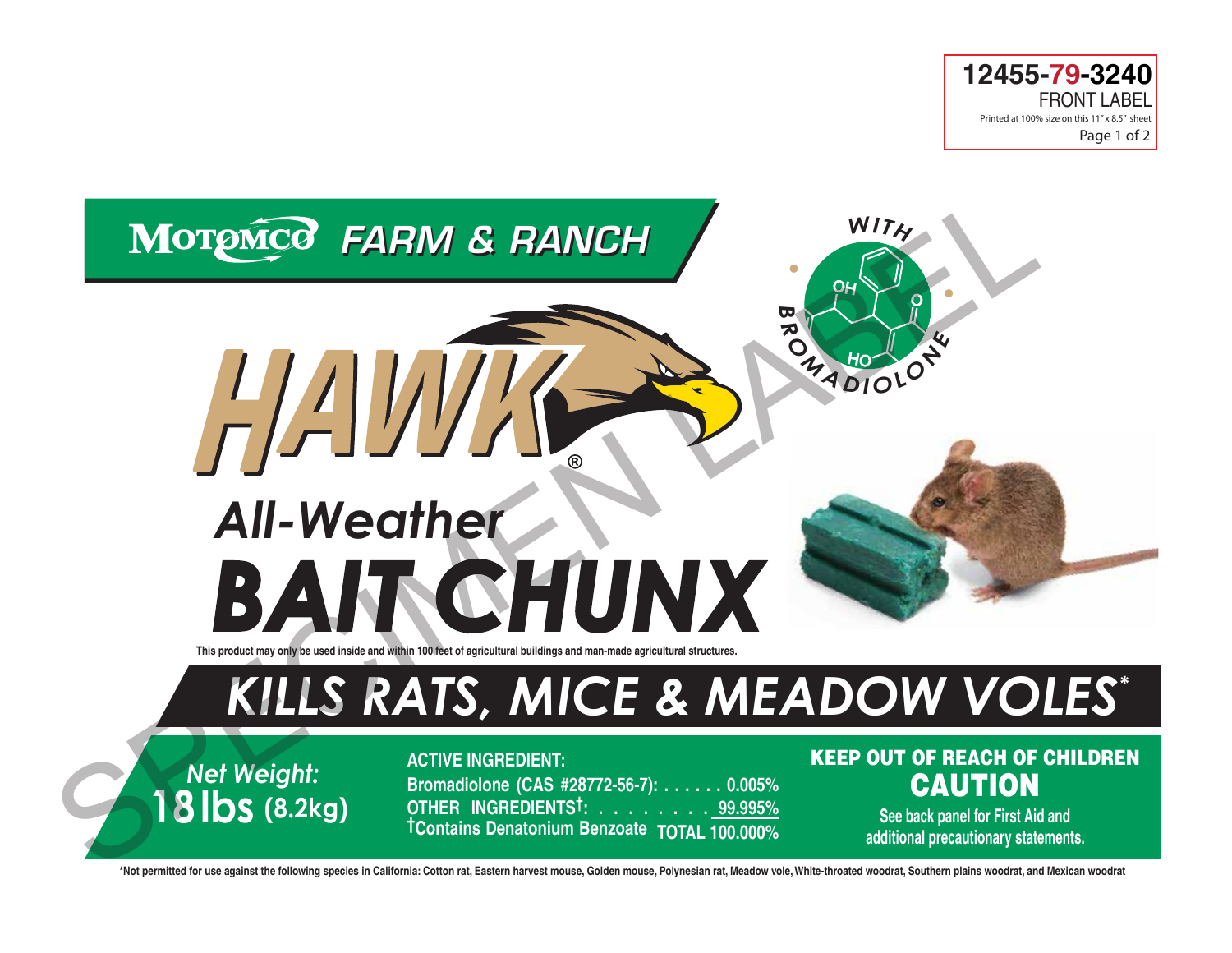12455-79-3240
FRONT LABEL
Printed at 100% size on this 11" x 8.5" sheet

MOTOMCO FARM & RANCH

WITH BROMADIOLONE

# HAWK®

## All-Weather BAIT CHUNX

This product may only be used inside and within 100 feet of agricultural buildings and man-made agricultural structures.

## KILLS RATS, MICE & MEADOW VOLES*

*Net Weight:*
**18 lbs (8.2kg)**

**ACTIVE INGREDIENT:**

| | |
|---|---|
| Bromadiolone (CAS #28772-56-7): | 0.005% |
| OTHER INGREDIENTS†: | 99.995% |
| †Contains Denatonium Benzoate TOTAL | 100.000% |

**KEEP OUT OF REACH OF CHILDREN**

**CAUTION**

See back panel for First Aid and additional precautionary statements.

*Not permitted for use against the following species in California: Cotton rat, Eastern harvest mouse, Golden mouse, Polynesian rat, Meadow vole, White-throated woodrat, Southern plains woodrat, and Mexican woodrat

SPECIMEN LABEL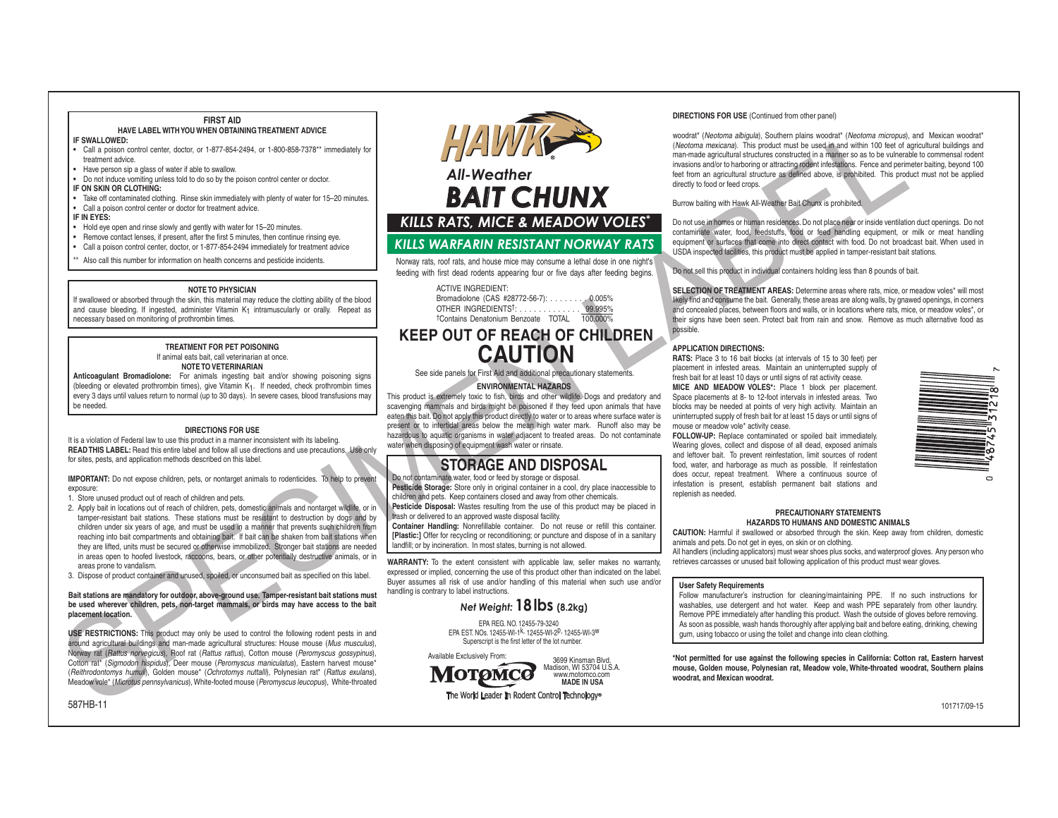## FIRST AID

**HAVE LABEL WITH YOU WHEN OBTAINING TREATMENT ADVICE**

**IF SWALLOWED:**
- Call a poison control center, doctor, or 1-877-854-2494, or 1-800-858-7378** immediately for treatment advice.
- Have person sip a glass of water if able to swallow.
- Do not induce vomiting unless told to do so by the poison control center or doctor.

**IF ON SKIN OR CLOTHING:**
- Take off contaminated clothing. Rinse skin immediately with plenty of water for 15–20 minutes.
- Call a poison control center or doctor for treatment advice.

**IF IN EYES:**
- Hold eye open and rinse slowly and gently with water for 15–20 minutes.
- Remove contact lenses, if present, after the first 5 minutes, then continue rinsing eye.
- Call a poison control center, doctor, or 1-877-854-2494 immediately for treatment advice

** Also call this number for information on health concerns and pesticide incidents.

## NOTE TO PHYSICIAN

If swallowed or absorbed through the skin, this material may reduce the clotting ability of the blood and cause bleeding. If ingested, administer Vitamin $K_1$ intramuscularly or orally. Repeat as necessary based on monitoring of prothrombin times.

## TREATMENT FOR PET POISONING

If animal eats bait, call veterinarian at once.

**NOTE TO VETERINARIAN**

**Anticoagulant Bromadiolone:** For animals ingesting bait and/or showing poisoning signs (bleeding or elevated prothrombin times), give Vitamin $K_1$. If needed, check prothrombin times every 3 days until values return to normal (up to 30 days). In severe cases, blood transfusions may be needed.

## DIRECTIONS FOR USE

It is a violation of Federal law to use this product in a manner inconsistent with its labeling.

**READ THIS LABEL:** Read this entire label and follow all use directions and use precautions. Use only for sites, pests, and application methods described on this label.

**IMPORTANT:** Do not expose children, pets, or nontarget animals to rodenticides. To help to prevent exposure:

1. Store unused product out of reach of children and pets.
2. Apply bait in locations out of reach of children, pets, domestic animals and nontarget wildlife, or in tamper-resistant bait stations. These stations must be resistant to destruction by dogs and by children under six years of age, and must be used in a manner that prevents such children from reaching into bait compartments and obtaining bait. If bait can be shaken from bait stations when they are lifted, units must be secured or otherwise immobilized. Stronger bait stations are needed in areas open to hoofed livestock, raccoons, bears, or other potentially destructive animals, or in areas prone to vandalism.
3. Dispose of product container and unused, spoiled, or unconsumed bait as specified on this label.

**Bait stations are mandatory for outdoor, above-ground use. Tamper-resistant bait stations must be used wherever children, pets, non-target mammals, or birds may have access to the bait placement location.**

**USE RESTRICTIONS:** This product may only be used to control the following rodent pests in and around agricultural buildings and man-made agricultural structures: House mouse (*Mus musculus*), Norway rat (*Rattus norvegicus*), Roof rat (*Rattus rattus*), Cotton mouse (*Peromyscus gossypinus*), Cotton rat* (*Sigmodon hispidus*), Deer mouse (*Peromyscus maniculatus*), Eastern harvest mouse* (*Reithrodontomys humuli*), Golden mouse* (*Ochrotomys nuttalli*), Polynesian rat* (*Rattus exulans*), Meadow vole* (*Microtus pennsylvanicus*), White-footed mouse (*Peromyscus leucopus*), White-throated

587HB-11

# HAWK®

## All-Weather BAIT CHUNX

### KILLS RATS, MICE & MEADOW VOLES*

### KILLS WARFARIN RESISTANT NORWAY RATS

Norway rats, roof rats, and house mice may consume a lethal dose in one night's feeding with first dead rodents appearing four or five days after feeding begins.

| | |
|---|---|
| ACTIVE INGREDIENT: | |
| Bromadiolone (CAS #28772-56-7): | 0.005% |
| OTHER INGREDIENTS†: | 99.995% |
| †Contains Denatonium Benzoate TOTAL | 100.000% |

## KEEP OUT OF REACH OF CHILDREN

## CAUTION

See side panels for First Aid and additional precautionary statements.

**ENVIRONMENTAL HAZARDS**

This product is extremely toxic to fish, birds and other wildlife. Dogs and predatory and scavenging mammals and birds might be poisoned if they feed upon animals that have eaten this bait. Do not apply this product directly to water or to areas where surface water is present or to intertidal areas below the mean high water mark. Runoff also may be hazardous to aquatic organisms in water adjacent to treated areas. Do not contaminate water when disposing of equipment wash water or rinsate.

## STORAGE AND DISPOSAL

Do not contaminate water, food or feed by storage or disposal.

**Pesticide Storage:** Store only in original container in a cool, dry place inaccessible to children and pets. Keep containers closed and away from other chemicals.

**Pesticide Disposal:** Wastes resulting from the use of this product may be placed in trash or delivered to an approved waste disposal facility.

**Container Handling:** Nonrefillable container. Do not reuse or refill this container. **[Plastic:]** Offer for recycling or reconditioning; or puncture and dispose of in a sanitary landfill; or by incineration. In most states, burning is not allowed.

**WARRANTY:** To the extent consistent with applicable law, seller makes no warranty, expressed or implied, concerning the use of this product other than indicated on the label. Buyer assumes all risk of use and/or handling of this material when such use and/or handling is contrary to label instructions.

***Net Weight:* 18 lbs (8.2kg)**

EPA REG. NO. 12455-79-3240
EPA EST. NOs. 12455-WI-1[K], 12455-WI-2[P], 12455-WI-3[W]
Superscript is the first letter of the lot number.

Available Exclusively From:

MOTOMCO
3699 Kinsman Blvd.
Madison, WI 53704 U.S.A.
www.motomco.com
**MADE IN USA**

The World Leader In Rodent Control Technology®

**DIRECTIONS FOR USE** (Continued from other panel)

woodrat* (*Neotoma albigula*), Southern plains woodrat* (*Neotoma micropus*), and Mexican woodrat* (*Neotoma mexicana*). This product must be used in and within 100 feet of agricultural buildings and man-made agricultural structures constructed in a manner so as to be vulnerable to commensal rodent invasions and/or to harboring or attracting rodent infestations. Fence and perimeter baiting, beyond 100 feet from an agricultural structure as defined above, is prohibited. This product must not be applied directly to food or feed crops.

Burrow baiting with Hawk All-Weather Bait Chunx is prohibited.

Do not use in homes or human residences. Do not place near or inside ventilation duct openings. Do not contaminate water, food, feedstuffs, food or feed handling equipment, or milk or meat handling equipment or surfaces that come into direct contact with food. Do not broadcast bait. When used in USDA inspected facilities, this product must be applied in tamper-resistant bait stations.

Do not sell this product in individual containers holding less than 8 pounds of bait.

**SELECTION OF TREATMENT AREAS:** Determine areas where rats, mice, or meadow voles* will most likely find and consume the bait. Generally, these areas are along walls, by gnawed openings, in corners and concealed places, between floors and walls, or in locations where rats, mice, or meadow voles*, or their signs have been seen. Protect bait from rain and snow. Remove as much alternative food as possible.

**APPLICATION DIRECTIONS:**

**RATS:** Place 3 to 16 bait blocks (at intervals of 15 to 30 feet) per placement in infested areas. Maintain an uninterrupted supply of fresh bait for at least 10 days or until signs of rat activity cease.

**MICE AND MEADOW VOLES*:** Place 1 block per placement. Space placements at 8- to 12-foot intervals in infested areas. Two blocks may be needed at points of very high activity. Maintain an uninterrupted supply of fresh bait for at least 15 days or until signs of mouse or meadow vole* activity cease.

**FOLLOW-UP:** Replace contaminated or spoiled bait immediately. Wearing gloves, collect and dispose of all dead, exposed animals and leftover bait. To prevent reinfestation, limit sources of rodent food, water, and harborage as much as possible. If reinfestation does occur, repeat treatment. Where a continuous source of infestation is present, establish permanent bait stations and replenish as needed.

0 48745 31218 7

## PRECAUTIONARY STATEMENTS

**HAZARDS TO HUMANS AND DOMESTIC ANIMALS**

**CAUTION:** Harmful if swallowed or absorbed through the skin. Keep away from children, domestic animals and pets. Do not get in eyes, on skin or on clothing.

All handlers (including applicators) must wear shoes plus socks, and waterproof gloves. Any person who retrieves carcasses or unused bait following application of this product must wear gloves.

**User Safety Requirements**

Follow manufacturer's instruction for cleaning/maintaining PPE. If no such instructions for washables, use detergent and hot water. Keep and wash PPE separately from other laundry. Remove PPE immediately after handling this product. Wash the outside of gloves before removing. As soon as possible, wash hands thoroughly after applying bait and before eating, drinking, chewing gum, using tobacco or using the toilet and change into clean clothing.

**\*Not permitted for use against the following species in California: Cotton rat, Eastern harvest mouse, Golden mouse, Polynesian rat, Meadow vole, White-throated woodrat, Southern plains woodrat, and Mexican woodrat.**

101717/09-15